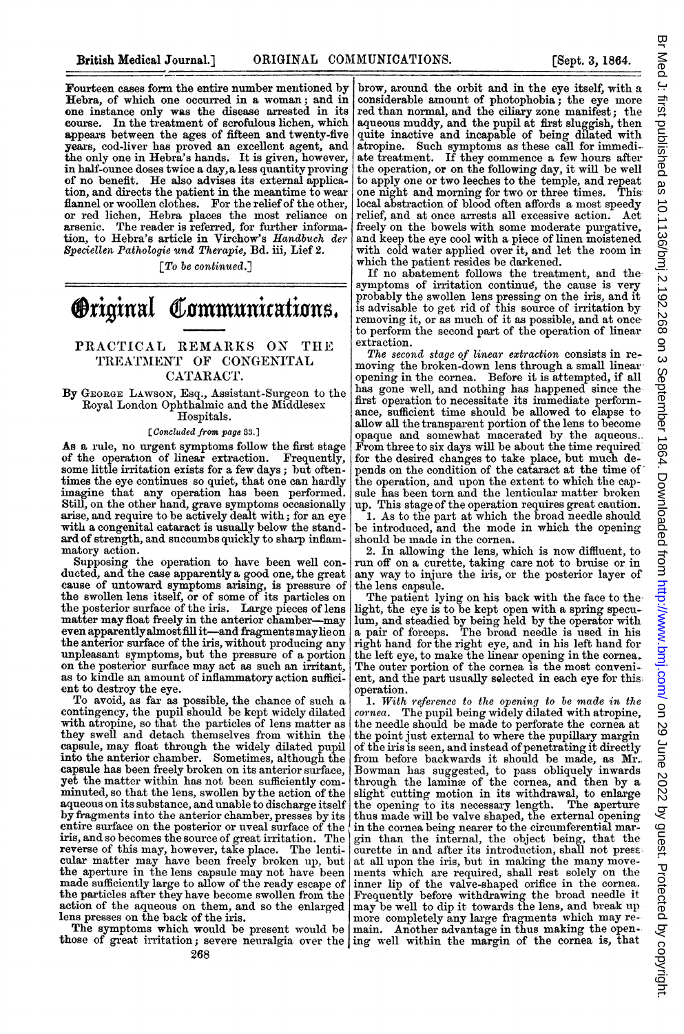Fourteen cases form the entire number mentioned by Hebra, of which one occurred in a woman; and in one instance only was the disease arrested in its course. In the treatment of scrofulous lichen, which appears between the ages of fifteen and twenty-five years, cod-liver has proved an excellent agent, and the only one in Hebra's hands. It is given, however, in half-ounce doses twice a day, a less quantity proving of no benefit. He also advises its external application, and directs the patient in the meantime to wear flannel or woollen clothes. For the relief of the other, or red lichen, Hebra places the most reliance on arsenic. The reader is referred, for further information, to Hebra's article in Virchow's *Handbuch der Speciellen Pathologie und Therapie*, Bd. iii, Lief 2.

[*To be continued.*]

# Original Communications.

## PRACTICAL REMARKS ON THE TREATMENT OF CONGENITAL CATARACT.

By George Lawson, Esq., Assistant-Surgeon to the Royal London Ophthalmic and the Middlesex Hospitals.

[*Concluded from page* 33.]

As a rule, no urgent symptoms follow the first stage of the operation of linear extraction. Frequently, some little irritation exists for a few days; but oftentimes the eye continues so quiet, that one can hardly imagine that any operation has been performed. Still, on the other hand, grave symptoms occasionally arise, and require to be actively dealt with; for an eye with a congenital cataract is usually below the standard of strength, and succumbs quickly to sharp inflammatory action.

Supposing the operation to have been well conducted, and the case apparently a good one, the great cause of untoward symptoms arising, is pressure of the swollen lens itself, or of some of its particles on the posterior surface of the iris. Large pieces of lens matter may float freely in the anterior chamber—may even apparently almost fill it—and fragments may lie on the anterior surface of the iris, without producing any unpleasant symptoms, but the pressure of a portion on the posterior surface may act as such an irritant, as to kindle an amount of inflammatory action sufficient to destroy the eye.

To avoid, as far as possible, the chance of such a contingency, the pupil should be kept widely dilated with atropine, so that the particles of lens matter as they swell and detach themselves from within the capsule, may float through the widely dilated pupil into the anterior chamber. Sometimes, although the capsule has been freely broken on its anterior surface, yet the matter within has not been sufficiently comminuted, so that the lens, swollen by the action of the aqueous on its substance, and unable to discharge itself by fragments into the anterior chamber, presses by its entire surface on the posterior or uveal surface of the iris, and so becomes the source of great irritation. The reverse of this may, however, take place. The lenticular matter may have been freely broken up, but the aperture in the lens capsule may not have been made sufficiently large to allow of the ready escape of the particles after they have become swollen from the action of the aqueous on them, and so the enlarged lens presses on the back of the iris.

The symptoms which would be present would be those of great irritation; severe neuralgia over the brow, around the orbit and in the eye itself, with a considerable amount of photophobia; the eye more red than normal, and the ciliary zone manifest; the aqueous muddy, and the pupil at first sluggish, then quite inactive and incapable of being dilated with atropine. Such symptoms as these call for immediate treatment. If they commence a few hours after the operation, or on the following day, it will be well to apply one or two leeches to the temple, and repeat one night and morning for two or three times. This local abstraction of blood often affords a most speedy relief, and at once arrests all excessive action. Act freely on the bowels with some moderate purgative, and keep the eye cool with a piece of linen moistened with cold water applied over it, and let the room in which the patient resides be darkened.

If no abatement follows the treatment, and the symptoms of irritation continue, the cause is very probably the swollen lens pressing on the iris, and it is advisable to get rid of this source of irritation by removing it, or as much of it as possible, and at once to perform the second part of the operation of linear extraction.

*The second stage of linear extraction* consists in removing the broken-down lens through a small linear opening in the cornea. Before it is attempted, if all has gone well, and nothing has happened since the first operation to necessitate its immediate performance, sufficient time should be allowed to elapse to allow all the transparent portion of the lens to become opaque and somewhat macerated by the aqueous. From three to six days will be about the time required for the desired changes to take place, but much depends on the condition of the cataract at the time of the operation, and upon the extent to which the capsule has been torn and the lenticular matter broken up. This stage of the operation requires great caution.

1. As to the part at which the broad needle should be introduced, and the mode in which the opening should be made in the cornea.

2. In allowing the lens, which is now diffluent, to run off on a curette, taking care not to bruise or in any way to injure the iris, or the posterior layer of the lens capsule.

The patient lying on his back with the face to the light, the eye is to be kept open with a spring speculum, and steadied by being held by the operator with a pair of forceps. The broad needle is used in his right hand for the right eye, and in his left hand for the left eye, to make the linear opening in the cornea. The outer portion of the cornea is the most convenient, and the part usually selected in each eye for this operation.

1. *With reference to the opening to be made in the cornea.* The pupil being widely dilated with atropine, the needle should be made to perforate the cornea at the point just external to where the pupillary margin of the iris is seen, and instead of penetrating it directly from before backwards it should be made, as Mr. Bowman has suggested, to pass obliquely inwards through the laminæ of the cornea, and then by a slight cutting motion in its withdrawal, to enlarge the opening to its necessary length. The aperture thus made will be valve shaped, the external opening in the cornea being nearer to the circumferential margin than the internal, the object being, that the curette in and after its introduction, shall not press at all upon the iris, but in making the many movements which are required, shall rest solely on the inner lip of the valve-shaped orifice in the cornea. Frequently before withdrawing the broad needle it may be well to dip it towards the lens, and break up more completely any large fragments which may remain. Another advantage in thus making the opening well within the margin of the cornea is, that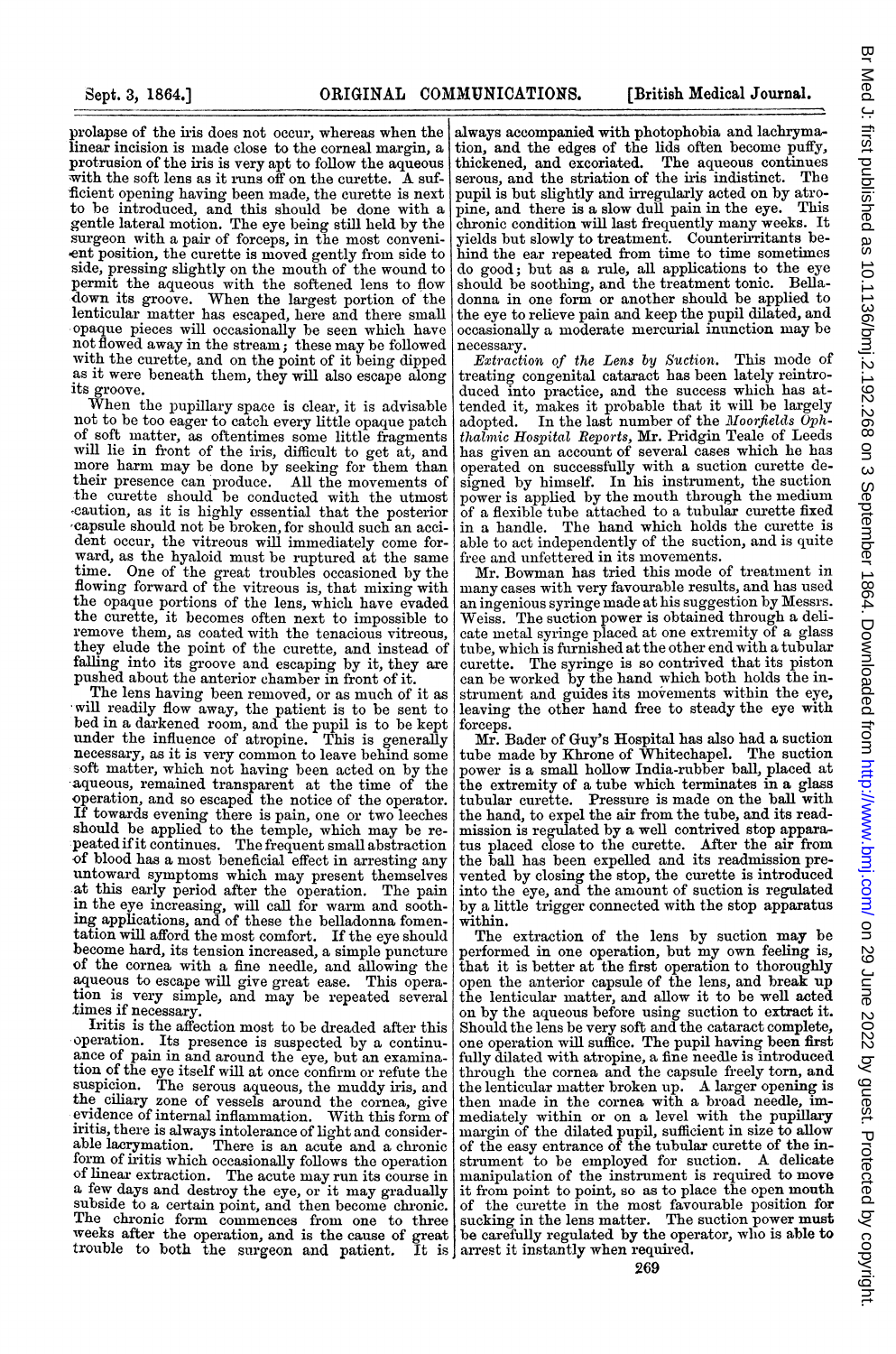prolapse of the iris does not occur, whereas when the linear incision is made close to the corneal margin, a protrusion of the iris is very apt to follow the aqueous with the soft lens as it runs off on the curette. A sufficient opening having been made, the curette is next to be introduced, and this should be done with a gentle lateral motion. The eye being still held by the surgeon with a pair of forceps, in the most convenient position, the curette is moved gently from side to side, pressing slightly on the mouth of the wound to permit the aqueous with the softened lens to flow down its groove. When the largest portion of the lenticular matter has escaped, here and there small opaque pieces will occasionally be seen which have not flowed away in the stream; these may be followed with the curette, and on the point of it being dipped as it were beneath them, they will also escape along its groove.

When the pupillary space is clear, it is advisable not to be too eager to catch every little opaque patch of soft matter, as oftentimes some little fragments will lie in front of the iris, difficult to get at, and more harm may be done by seeking for them than their presence can produce. All the movements of the curette should be conducted with the utmost caution, as it is highly essential that the posterior capsule should not be broken, for should such an accident occur, the vitreous will immediately come forward, as the hyaloid must be ruptured at the same time. One of the great troubles occasioned by the flowing forward of the vitreous is, that mixing with the opaque portions of the lens, which have evaded the curette, it becomes often next to impossible to remove them, as coated with the tenacious vitreous, they elude the point of the curette, and instead of falling into its groove and escaping by it, they are pushed about the anterior chamber in front of it.

The lens having been removed, or as much of it as will readily flow away, the patient is to be sent to bed in a darkened room, and the pupil is to be kept under the influence of atropine. This is generally necessary, as it is very common to leave behind some soft matter, which not having been acted on by the aqueous, remained transparent at the time of the operation, and so escaped the notice of the operator. If towards evening there is pain, one or two leeches should be applied to the temple, which may be repeated if it continues. The frequent small abstraction of blood has a most beneficial effect in arresting any untoward symptoms which may present themselves at this early period after the operation. The pain in the eye increasing, will call for warm and soothing applications, and of these the belladonna fomentation will afford the most comfort. If the eye should become hard, its tension increased, a simple puncture of the cornea with a fine needle, and allowing the aqueous to escape will give great ease. This operation is very simple, and may be repeated several times if necessary.

Iritis is the affection most to be dreaded after this operation. Its presence is suspected by a continuance of pain in and around the eye, but an examination of the eye itself will at once confirm or refute the suspicion. The serous aqueous, the muddy iris, and the ciliary zone of vessels around the cornea, give evidence of internal inflammation. With this form of iritis, there is always intolerance of light and considerable lacrymation. There is an acute and a chronic form of iritis which occasionally follows the operation of linear extraction. The acute may run its course in a few days and destroy the eye, or it may gradually subside to a certain point, and then become chronic. The chronic form commences from one to three weeks after the operation, and is the cause of great trouble to both the surgeon and patient. It is always accompanied with photophobia and lachrymation, and the edges of the lids often become puffy, thickened, and excoriated. The aqueous continues serous, and the striation of the iris indistinct. The pupil is but slightly and irregularly acted on by atropine, and there is a slow dull pain in the eye. This chronic condition will last frequently many weeks. It yields but slowly to treatment. Counterirritants behind the ear repeated from time to time sometimes do good; but as a rule, all applications to the eye should be soothing, and the treatment tonic. Belladonna in one form or another should be applied to the eye to relieve pain and keep the pupil dilated, and occasionally a moderate mercurial inunction may be necessary.

*Extraction of the Lens by Suction.* This mode of treating congenital cataract has been lately reintroduced into practice, and the success which has attended it, makes it probable that it will be largely adopted. In the last number of the *Moorfields Ophthalmic Hospital Reports*, Mr. Pridgin Teale of Leeds has given an account of several cases which he has operated on successfully with a suction curette designed by himself. In his instrument, the suction power is applied by the mouth through the medium of a flexible tube attached to a tubular curette fixed in a handle. The hand which holds the curette is able to act independently of the suction, and is quite free and unfettered in its movements.

Mr. Bowman has tried this mode of treatment in many cases with very favourable results, and has used an ingenious syringe made at his suggestion by Messrs. Weiss. The suction power is obtained through a delicate metal syringe placed at one extremity of a glass tube, which is furnished at the other end with a tubular curette. The syringe is so contrived that its piston can be worked by the hand which both holds the instrument and guides its movements within the eye, leaving the other hand free to steady the eye with forceps.

Mr. Bader of Guy's Hospital has also had a suction tube made by Khrone of Whitechapel. The suction power is a small hollow India-rubber ball, placed at the extremity of a tube which terminates in a glass tubular curette. Pressure is made on the ball with the hand, to expel the air from the tube, and its readmission is regulated by a well contrived stop apparatus placed close to the curette. After the air from the ball has been expelled and its readmission prevented by closing the stop, the curette is introduced into the eye, and the amount of suction is regulated by a little trigger connected with the stop apparatus within.

The extraction of the lens by suction may be performed in one operation, but my own feeling is, that it is better at the first operation to thoroughly open the anterior capsule of the lens, and break up the lenticular matter, and allow it to be well acted on by the aqueous before using suction to extract it. Should the lens be very soft and the cataract complete, one operation will suffice. The pupil having been first fully dilated with atropine, a fine needle is introduced through the cornea and the capsule freely torn, and the lenticular matter broken up. A larger opening is then made in the cornea with a broad needle, immediately within or on a level with the pupillary margin of the dilated pupil, sufficient in size to allow of the easy entrance of the tubular curette of the instrument to be employed for suction. A delicate manipulation of the instrument is required to move it from point to point, so as to place the open mouth of the curette in the most favourable position for sucking in the lens matter. The suction power must be carefully regulated by the operator, who is able to arrest it instantly when required.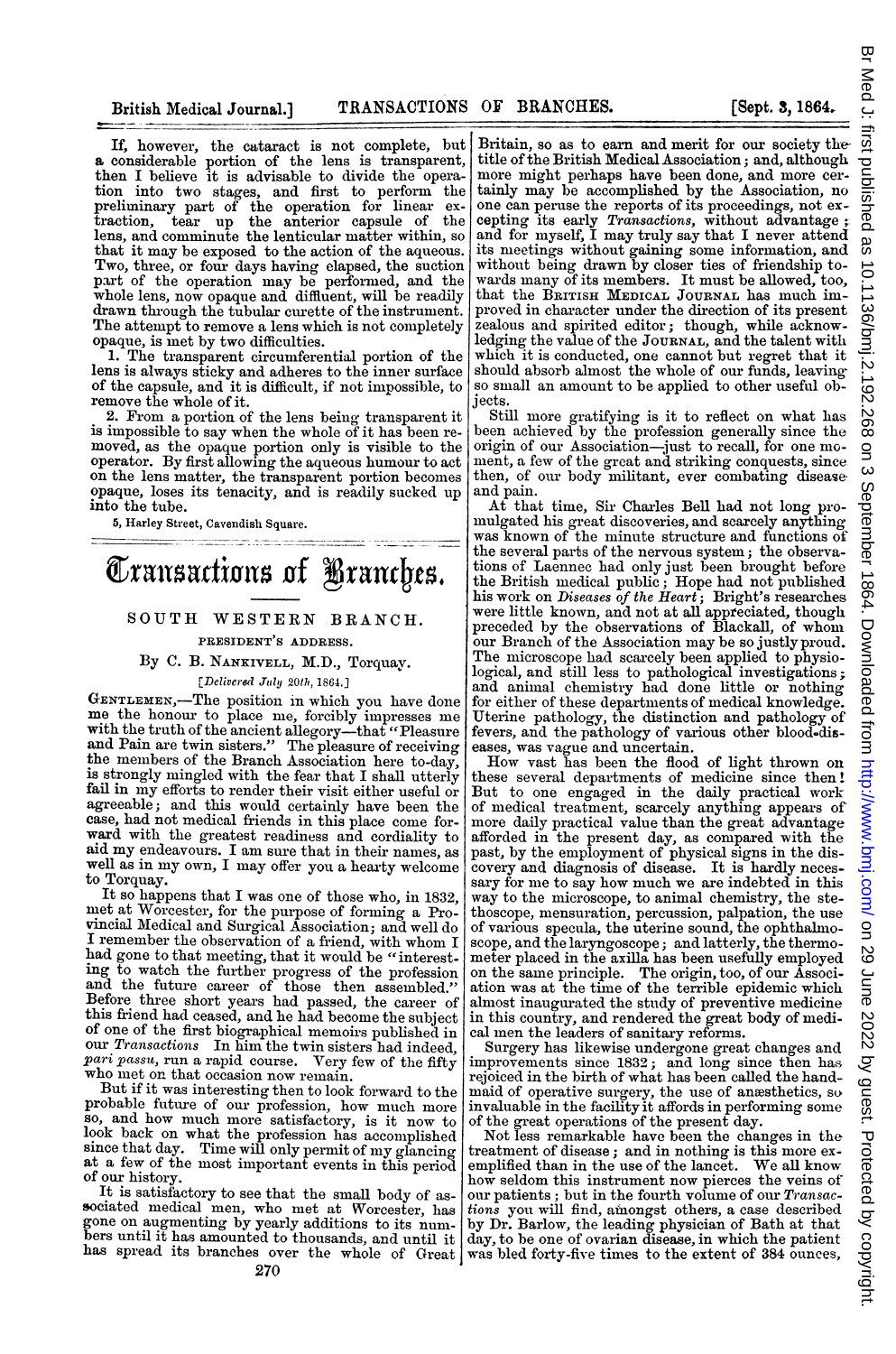If, however, the cataract is not complete, but a considerable portion of the lens is transparent, then I believe it is advisable to divide the operation into two stages, and first to perform the preliminary part of the operation for linear extraction, tear up the anterior capsule of the lens, and comminute the lenticular matter within, so that it may be exposed to the action of the aqueous. Two, three, or four days having elapsed, the suction part of the operation may be performed, and the whole lens, now opaque and diffluent, will be readily drawn through the tubular curette of the instrument. The attempt to remove a lens which is not completely opaque, is met by two difficulties.

1. The transparent circumferential portion of the lens is always sticky and adheres to the inner surface of the capsule, and it is difficult, if not impossible, to remove the whole of it.

2. From a portion of the lens being transparent it is impossible to say when the whole of it has been removed, as the opaque portion only is visible to the operator. By first allowing the aqueous humour to act on the lens matter, the transparent portion becomes opaque, loses its tenacity, and is readily sucked up into the tube.

5, Harley Street, Cavendish Square.

# Transactions of Branches.

## SOUTH WESTERN BRANCH.

### PRESIDENT'S ADDRESS.

By C. B. Nankivell, M.D., Torquay.

[*Delivered July 20th, 1864.*]

Gentlemen,—The position in which you have done me the honour to place me, forcibly impresses me with the truth of the ancient allegory—that "Pleasure and Pain are twin sisters." The pleasure of receiving the members of the Branch Association here to-day, is strongly mingled with the fear that I shall utterly fail in my efforts to render their visit either useful or agreeable; and this would certainly have been the case, had not medical friends in this place come forward with the greatest readiness and cordiality to aid my endeavours. I am sure that in their names, as well as in my own, I may offer you a hearty welcome to Torquay.

It so happens that I was one of those who, in 1832, met at Worcester, for the purpose of forming a Provincial Medical and Surgical Association; and well do I remember the observation of a friend, with whom I had gone to that meeting, that it would be "interesting to watch the further progress of the profession and the future career of those then assembled." Before three short years had passed, the career of this friend had ceased, and he had become the subject of one of the first biographical memoirs published in our *Transactions* In him the twin sisters had indeed, *pari passu*, run a rapid course. Very few of the fifty who met on that occasion now remain.

But if it was interesting then to look forward to the probable future of our profession, how much more so, and how much more satisfactory, is it now to look back on what the profession has accomplished since that day. Time will only permit of my glancing at a few of the most important events in this period of our history.

It is satisfactory to see that the small body of associated medical men, who met at Worcester, has gone on augmenting by yearly additions to its numbers until it has amounted to thousands, and until it has spread its branches over the whole of Great Britain, so as to earn and merit for our society the title of the British Medical Association; and, although more might perhaps have been done, and more certainly may be accomplished by the Association, no one can peruse the reports of its proceedings, not excepting its early *Transactions*, without advantage; and for myself, I may truly say that I never attend its meetings without gaining some information, and without being drawn by closer ties of friendship towards many of its members. It must be allowed, too, that the British Medical Journal has much improved in character under the direction of its present zealous and spirited editor; though, while acknowledging the value of the Journal, and the talent with which it is conducted, one cannot but regret that it should absorb almost the whole of our funds, leaving so small an amount to be applied to other useful objects.

Still more gratifying is it to reflect on what has been achieved by the profession generally since the origin of our Association—just to recall, for one moment, a few of the great and striking conquests, since then, of our body militant, ever combating disease and pain.

At that time, Sir Charles Bell had not long promulgated his great discoveries, and scarcely anything was known of the minute structure and functions of the several parts of the nervous system; the observations of Laennec had only just been brought before the British medical public; Hope had not published his work on *Diseases of the Heart*; Bright's researches were little known, and not at all appreciated, though preceded by the observations of Blackall, of whom our Branch of the Association may be so justly proud. The microscope had scarcely been applied to physiological, and still less to pathological investigations; and animal chemistry had done little or nothing for either of these departments of medical knowledge. Uterine pathology, the distinction and pathology of fevers, and the pathology of various other blood-diseases, was vague and uncertain.

How vast has been the flood of light thrown on these several departments of medicine since then! But to one engaged in the daily practical work of medical treatment, scarcely anything appears of more daily practical value than the great advantage afforded in the present day, as compared with the past, by the employment of physical signs in the discovery and diagnosis of disease. It is hardly necessary for me to say how much we are indebted in this way to the microscope, to animal chemistry, the stethoscope, mensuration, percussion, palpation, the use of various specula, the uterine sound, the ophthalmoscope, and the laryngoscope; and latterly, the thermometer placed in the axilla has been usefully employed on the same principle. The origin, too, of our Association was at the time of the terrible epidemic which almost inaugurated the study of preventive medicine in this country, and rendered the great body of medical men the leaders of sanitary reforms.

Surgery has likewise undergone great changes and improvements since 1832; and long since then has rejoiced in the birth of what has been called the handmaid of operative surgery, the use of anæsthetics, so invaluable in the facility it affords in performing some of the great operations of the present day.

Not less remarkable have been the changes in the treatment of disease; and in nothing is this more exemplified than in the use of the lancet. We all know how seldom this instrument now pierces the veins of our patients; but in the fourth volume of our *Transactions* you will find, amongst others, a case described by Dr. Barlow, the leading physician of Bath at that day, to be one of ovarian disease, in which the patient was bled forty-five times to the extent of 384 ounces,